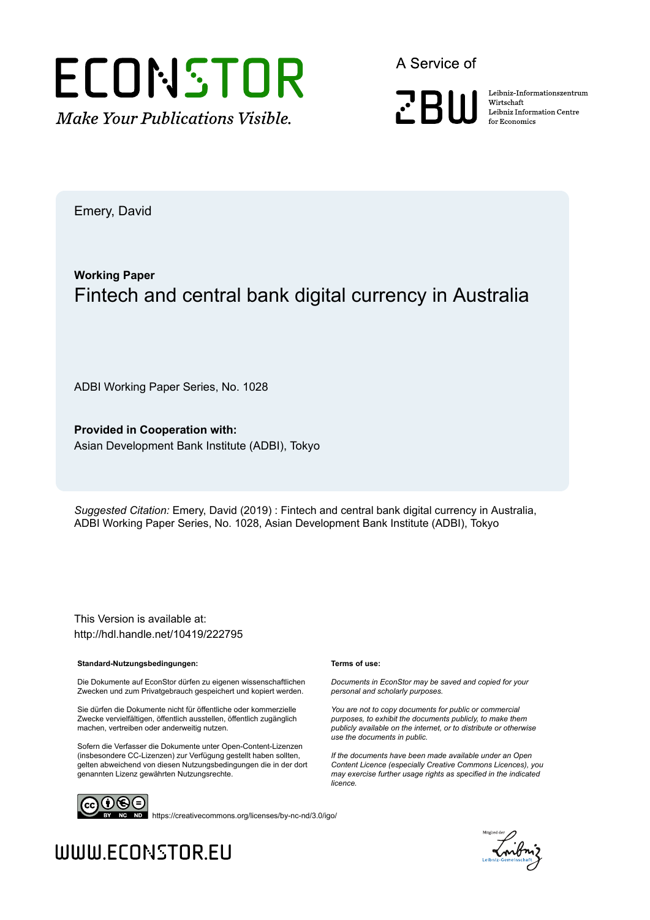ECONSTOR

*Make Your Publications Visible.*

A Service of

ZBW

Leibniz-Informationszentrum Wirtschaft
Leibniz Information Centre for Economics

Emery, David

**Working Paper**

# Fintech and central bank digital currency in Australia

ADBI Working Paper Series, No. 1028

**Provided in Cooperation with:**
Asian Development Bank Institute (ADBI), Tokyo

*Suggested Citation:* Emery, David (2019) : Fintech and central bank digital currency in Australia, ADBI Working Paper Series, No. 1028, Asian Development Bank Institute (ADBI), Tokyo

This Version is available at:
http://hdl.handle.net/10419/222795

**Standard-Nutzungsbedingungen:**

Die Dokumente auf EconStor dürfen zu eigenen wissenschaftlichen Zwecken und zum Privatgebrauch gespeichert und kopiert werden.

Sie dürfen die Dokumente nicht für öffentliche oder kommerzielle Zwecke vervielfältigen, öffentlich ausstellen, öffentlich zugänglich machen, vertreiben oder anderweitig nutzen.

Sofern die Verfasser die Dokumente unter Open-Content-Lizenzen (insbesondere CC-Lizenzen) zur Verfügung gestellt haben sollten, gelten abweichend von diesen Nutzungsbedingungen die in der dort genannten Lizenz gewährten Nutzungsrechte.

**Terms of use:**

*Documents in EconStor may be saved and copied for your personal and scholarly purposes.*

*You are not to copy documents for public or commercial purposes, to exhibit the documents publicly, to make them publicly available on the internet, or to distribute or otherwise use the documents in public.*

*If the documents have been made available under an Open Content Licence (especially Creative Commons Licences), you may exercise further usage rights as specified in the indicated licence.*

https://creativecommons.org/licenses/by-nc-nd/3.0/igo/

WWW.ECONSTOR.EU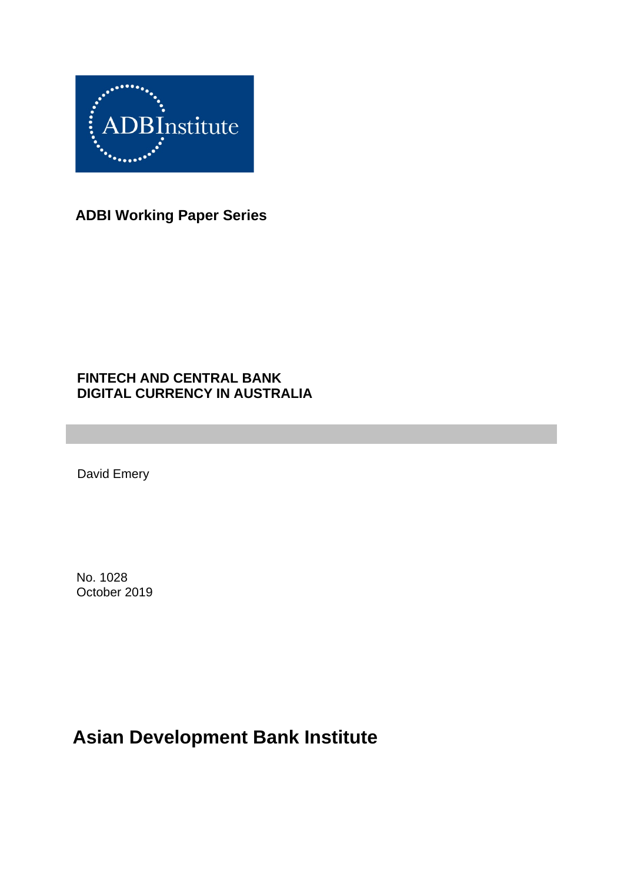ADBInstitute

**ADBI Working Paper Series**

# FINTECH AND CENTRAL BANK DIGITAL CURRENCY IN AUSTRALIA

David Emery

No. 1028
October 2019

**Asian Development Bank Institute**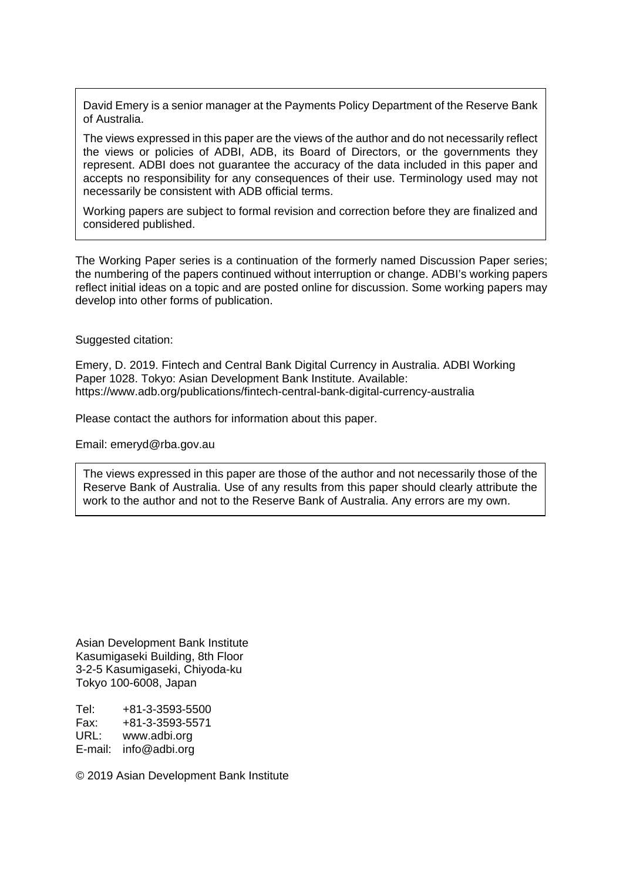David Emery is a senior manager at the Payments Policy Department of the Reserve Bank of Australia.

The views expressed in this paper are the views of the author and do not necessarily reflect the views or policies of ADBI, ADB, its Board of Directors, or the governments they represent. ADBI does not guarantee the accuracy of the data included in this paper and accepts no responsibility for any consequences of their use. Terminology used may not necessarily be consistent with ADB official terms.

Working papers are subject to formal revision and correction before they are finalized and considered published.

The Working Paper series is a continuation of the formerly named Discussion Paper series; the numbering of the papers continued without interruption or change. ADBI's working papers reflect initial ideas on a topic and are posted online for discussion. Some working papers may develop into other forms of publication.

Suggested citation:

Emery, D. 2019. Fintech and Central Bank Digital Currency in Australia. ADBI Working Paper 1028. Tokyo: Asian Development Bank Institute. Available: https://www.adb.org/publications/fintech-central-bank-digital-currency-australia

Please contact the authors for information about this paper.

Email: emeryd@rba.gov.au

The views expressed in this paper are those of the author and not necessarily those of the Reserve Bank of Australia. Use of any results from this paper should clearly attribute the work to the author and not to the Reserve Bank of Australia. Any errors are my own.

Asian Development Bank Institute
Kasumigaseki Building, 8th Floor
3-2-5 Kasumigaseki, Chiyoda-ku
Tokyo 100-6008, Japan

Tel: +81-3-3593-5500
Fax: +81-3-3593-5571
URL: www.adbi.org
E-mail: info@adbi.org

© 2019 Asian Development Bank Institute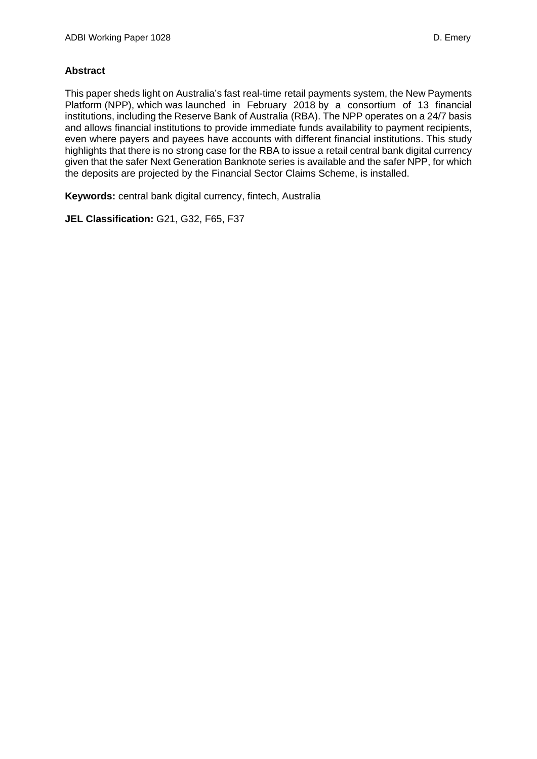**Abstract**

This paper sheds light on Australia's fast real-time retail payments system, the New Payments Platform (NPP), which was launched in February 2018 by a consortium of 13 financial institutions, including the Reserve Bank of Australia (RBA). The NPP operates on a 24/7 basis and allows financial institutions to provide immediate funds availability to payment recipients, even where payers and payees have accounts with different financial institutions. This study highlights that there is no strong case for the RBA to issue a retail central bank digital currency given that the safer Next Generation Banknote series is available and the safer NPP, for which the deposits are projected by the Financial Sector Claims Scheme, is installed.

**Keywords:** central bank digital currency, fintech, Australia

**JEL Classification:** G21, G32, F65, F37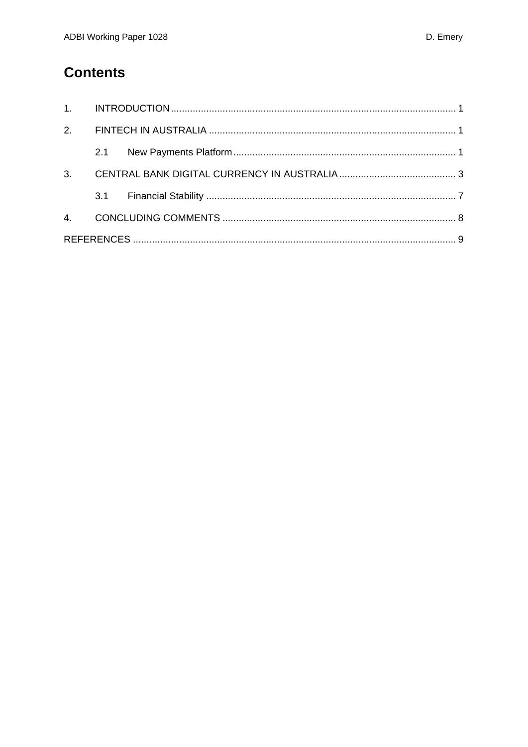# Contents

1. INTRODUCTION ........................................................................................................ 1

2. FINTECH IN AUSTRALIA .......................................................................................... 1

    2.1 New Payments Platform ................................................................................. 1

3. CENTRAL BANK DIGITAL CURRENCY IN AUSTRALIA ........................................... 3

    3.1 Financial Stability ........................................................................................... 7

4. CONCLUDING COMMENTS ..................................................................................... 8

REFERENCES ...................................................................................................................... 9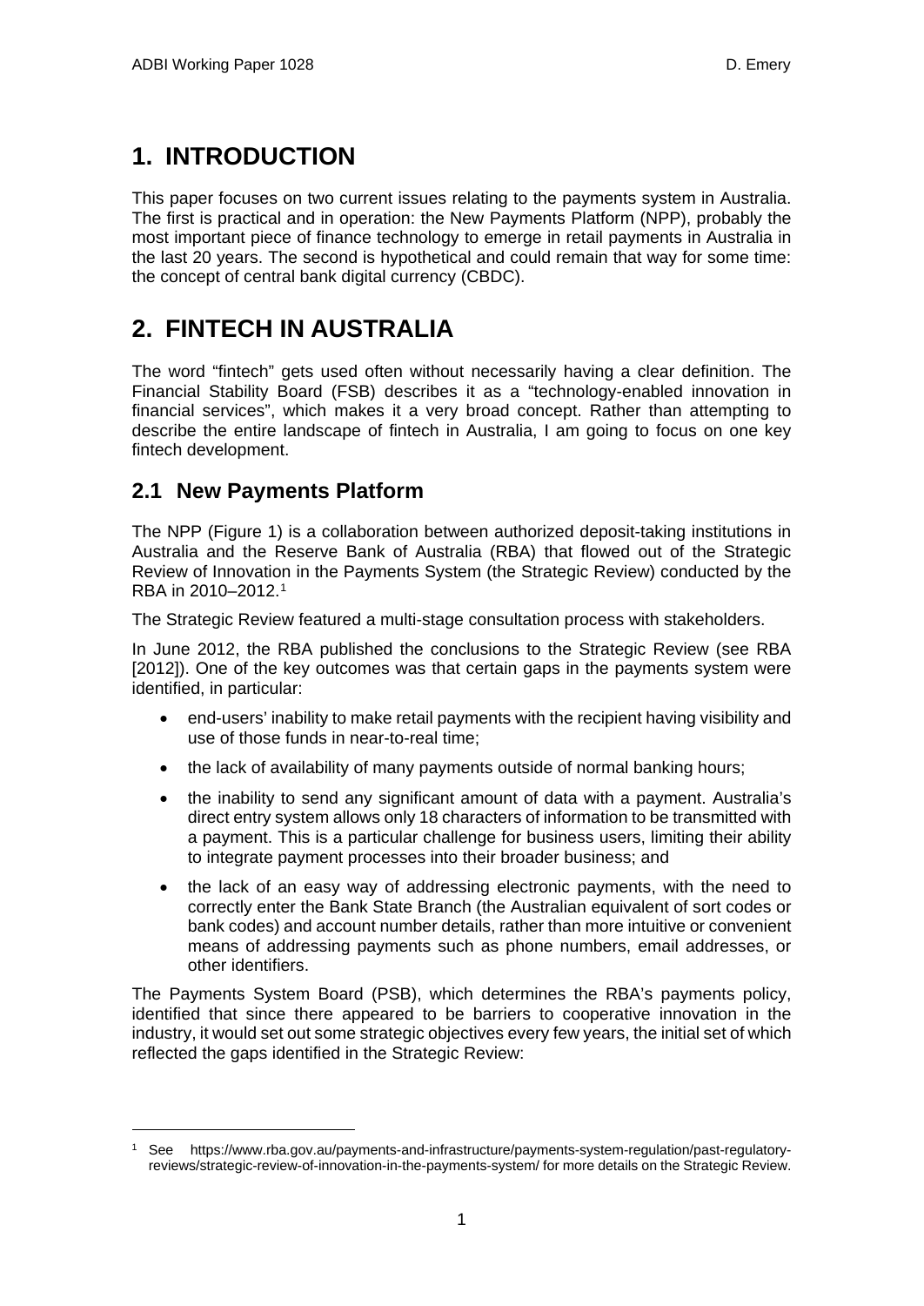# 1. INTRODUCTION

This paper focuses on two current issues relating to the payments system in Australia. The first is practical and in operation: the New Payments Platform (NPP), probably the most important piece of finance technology to emerge in retail payments in Australia in the last 20 years. The second is hypothetical and could remain that way for some time: the concept of central bank digital currency (CBDC).

# 2. FINTECH IN AUSTRALIA

The word "fintech" gets used often without necessarily having a clear definition. The Financial Stability Board (FSB) describes it as a "technology-enabled innovation in financial services", which makes it a very broad concept. Rather than attempting to describe the entire landscape of fintech in Australia, I am going to focus on one key fintech development.

## 2.1 New Payments Platform

The NPP (Figure 1) is a collaboration between authorized deposit-taking institutions in Australia and the Reserve Bank of Australia (RBA) that flowed out of the Strategic Review of Innovation in the Payments System (the Strategic Review) conducted by the RBA in 2010–2012.[1]

The Strategic Review featured a multi-stage consultation process with stakeholders.

In June 2012, the RBA published the conclusions to the Strategic Review (see RBA [2012]). One of the key outcomes was that certain gaps in the payments system were identified, in particular:

- end-users' inability to make retail payments with the recipient having visibility and use of those funds in near-to-real time;
- the lack of availability of many payments outside of normal banking hours;
- the inability to send any significant amount of data with a payment. Australia's direct entry system allows only 18 characters of information to be transmitted with a payment. This is a particular challenge for business users, limiting their ability to integrate payment processes into their broader business; and
- the lack of an easy way of addressing electronic payments, with the need to correctly enter the Bank State Branch (the Australian equivalent of sort codes or bank codes) and account number details, rather than more intuitive or convenient means of addressing payments such as phone numbers, email addresses, or other identifiers.

The Payments System Board (PSB), which determines the RBA's payments policy, identified that since there appeared to be barriers to cooperative innovation in the industry, it would set out some strategic objectives every few years, the initial set of which reflected the gaps identified in the Strategic Review:

[1] See https://www.rba.gov.au/payments-and-infrastructure/payments-system-regulation/past-regulatory-reviews/strategic-review-of-innovation-in-the-payments-system/ for more details on the Strategic Review.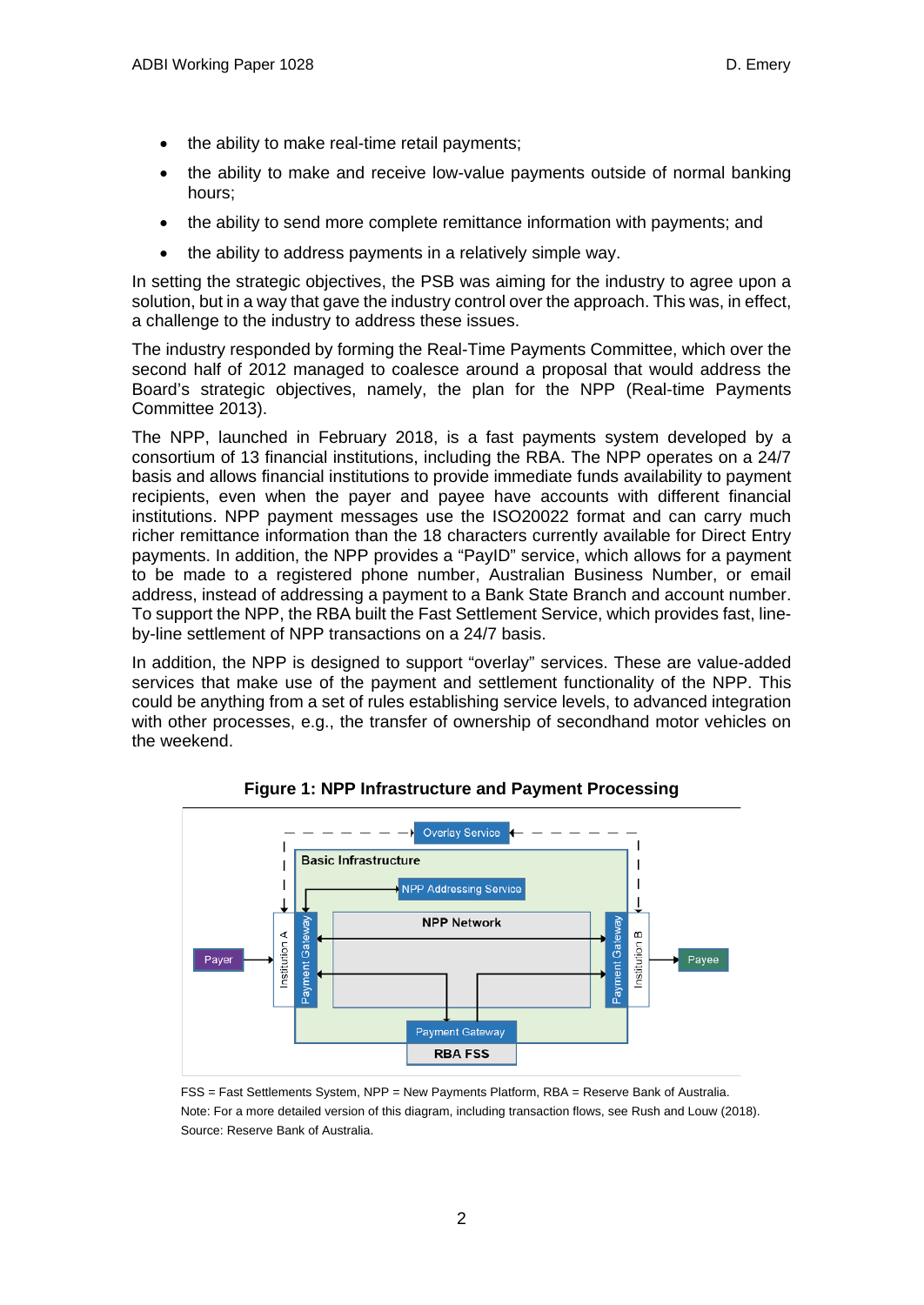- the ability to make real-time retail payments;
- the ability to make and receive low-value payments outside of normal banking hours;
- the ability to send more complete remittance information with payments; and
- the ability to address payments in a relatively simple way.

In setting the strategic objectives, the PSB was aiming for the industry to agree upon a solution, but in a way that gave the industry control over the approach. This was, in effect, a challenge to the industry to address these issues.

The industry responded by forming the Real-Time Payments Committee, which over the second half of 2012 managed to coalesce around a proposal that would address the Board's strategic objectives, namely, the plan for the NPP (Real-time Payments Committee 2013).

The NPP, launched in February 2018, is a fast payments system developed by a consortium of 13 financial institutions, including the RBA. The NPP operates on a 24/7 basis and allows financial institutions to provide immediate funds availability to payment recipients, even when the payer and payee have accounts with different financial institutions. NPP payment messages use the ISO20022 format and can carry much richer remittance information than the 18 characters currently available for Direct Entry payments. In addition, the NPP provides a "PayID" service, which allows for a payment to be made to a registered phone number, Australian Business Number, or email address, instead of addressing a payment to a Bank State Branch and account number. To support the NPP, the RBA built the Fast Settlement Service, which provides fast, line-by-line settlement of NPP transactions on a 24/7 basis.

In addition, the NPP is designed to support "overlay" services. These are value-added services that make use of the payment and settlement functionality of the NPP. This could be anything from a set of rules establishing service levels, to advanced integration with other processes, e.g., the transfer of ownership of secondhand motor vehicles on the weekend.

**Figure 1: NPP Infrastructure and Payment Processing**

FSS = Fast Settlements System, NPP = New Payments Platform, RBA = Reserve Bank of Australia.

Note: For a more detailed version of this diagram, including transaction flows, see Rush and Louw (2018).

Source: Reserve Bank of Australia.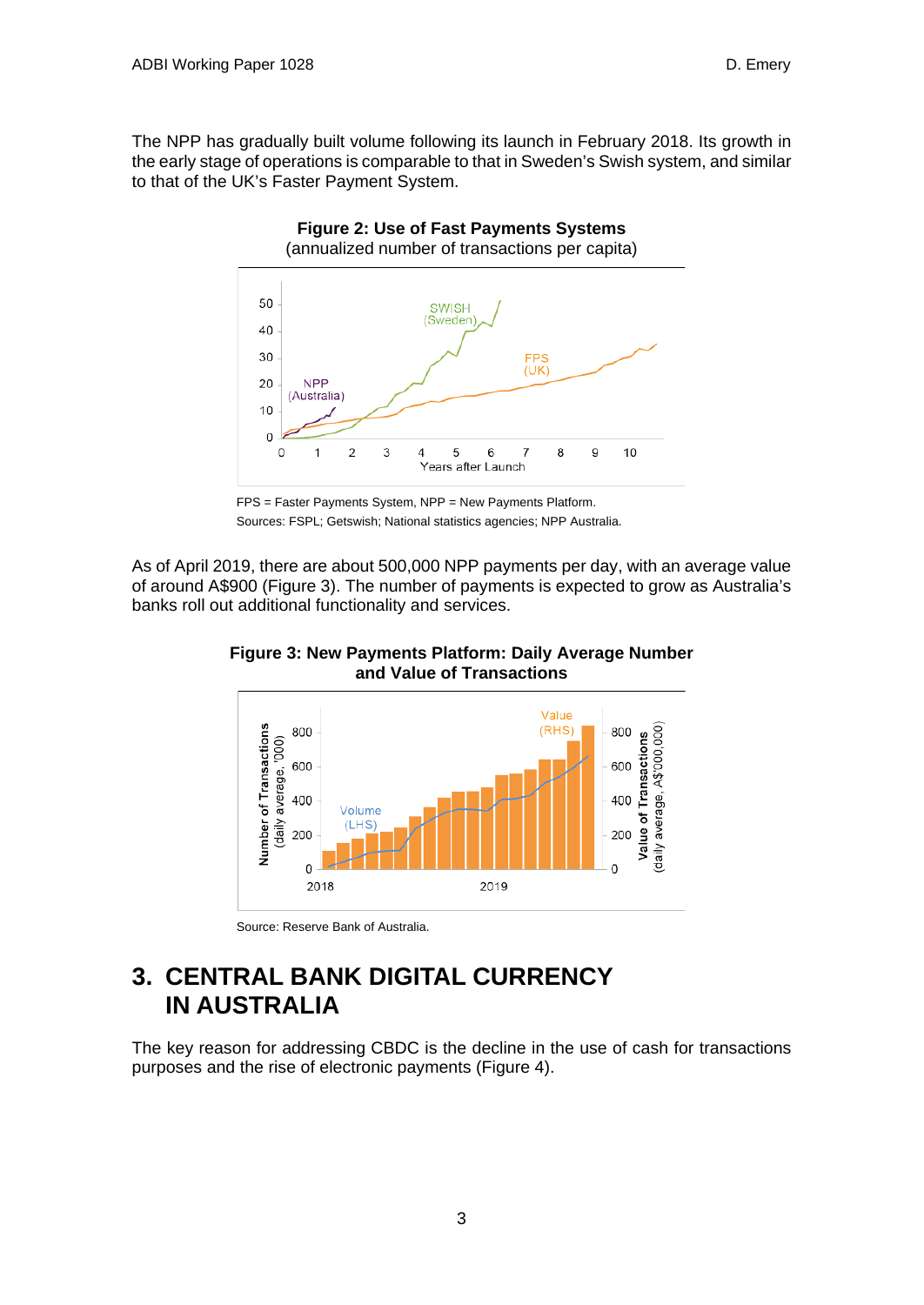The NPP has gradually built volume following its launch in February 2018. Its growth in the early stage of operations is comparable to that in Sweden's Swish system, and similar to that of the UK's Faster Payment System.

**Figure 2: Use of Fast Payments Systems**
(annualized number of transactions per capita)

FPS = Faster Payments System, NPP = New Payments Platform.
Sources: FSPL; Getswish; National statistics agencies; NPP Australia.

As of April 2019, there are about 500,000 NPP payments per day, with an average value of around A$900 (Figure 3). The number of payments is expected to grow as Australia's banks roll out additional functionality and services.

**Figure 3: New Payments Platform: Daily Average Number and Value of Transactions**

Source: Reserve Bank of Australia.

# 3. CENTRAL BANK DIGITAL CURRENCY IN AUSTRALIA

The key reason for addressing CBDC is the decline in the use of cash for transactions purposes and the rise of electronic payments (Figure 4).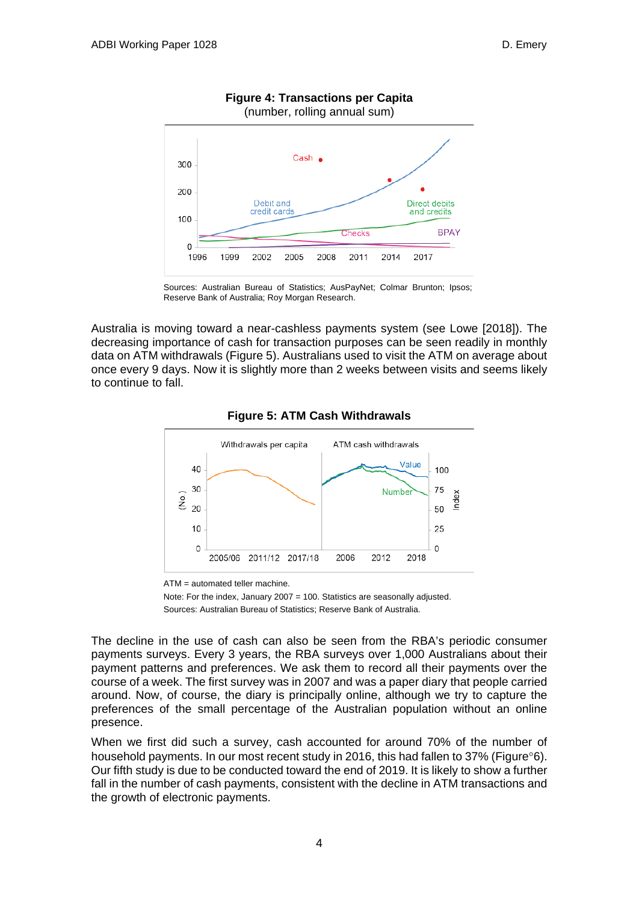**Figure 4: Transactions per Capita**
(number, rolling annual sum)

Sources: Australian Bureau of Statistics; AusPayNet; Colmar Brunton; Ipsos; Reserve Bank of Australia; Roy Morgan Research.

Australia is moving toward a near-cashless payments system (see Lowe [2018]). The decreasing importance of cash for transaction purposes can be seen readily in monthly data on ATM withdrawals (Figure 5). Australians used to visit the ATM on average about once every 9 days. Now it is slightly more than 2 weeks between visits and seems likely to continue to fall.

**Figure 5: ATM Cash Withdrawals**

ATM = automated teller machine.

Note: For the index, January 2007 = 100. Statistics are seasonally adjusted.

Sources: Australian Bureau of Statistics; Reserve Bank of Australia.

The decline in the use of cash can also be seen from the RBA's periodic consumer payments surveys. Every 3 years, the RBA surveys over 1,000 Australians about their payment patterns and preferences. We ask them to record all their payments over the course of a week. The first survey was in 2007 and was a paper diary that people carried around. Now, of course, the diary is principally online, although we try to capture the preferences of the small percentage of the Australian population without an online presence.

When we first did such a survey, cash accounted for around 70% of the number of household payments. In our most recent study in 2016, this had fallen to 37% (Figure°6). Our fifth study is due to be conducted toward the end of 2019. It is likely to show a further fall in the number of cash payments, consistent with the decline in ATM transactions and the growth of electronic payments.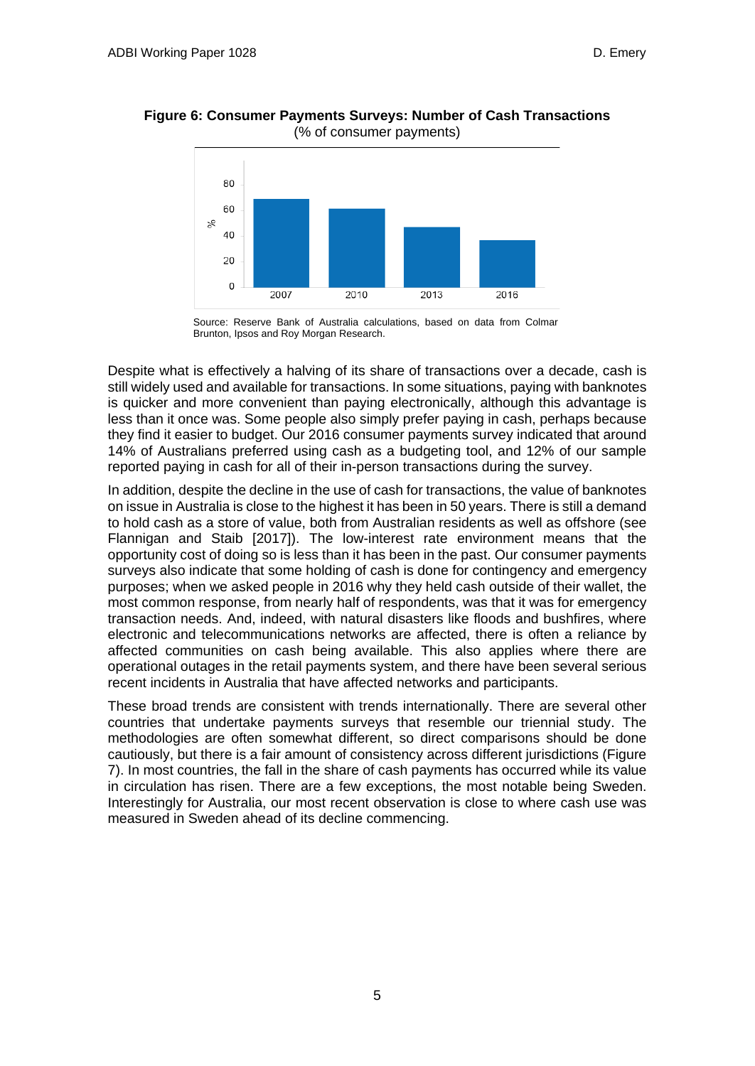**Figure 6: Consumer Payments Surveys: Number of Cash Transactions**
(% of consumer payments)

Source: Reserve Bank of Australia calculations, based on data from Colmar Brunton, Ipsos and Roy Morgan Research.

Despite what is effectively a halving of its share of transactions over a decade, cash is still widely used and available for transactions. In some situations, paying with banknotes is quicker and more convenient than paying electronically, although this advantage is less than it once was. Some people also simply prefer paying in cash, perhaps because they find it easier to budget. Our 2016 consumer payments survey indicated that around 14% of Australians preferred using cash as a budgeting tool, and 12% of our sample reported paying in cash for all of their in-person transactions during the survey.

In addition, despite the decline in the use of cash for transactions, the value of banknotes on issue in Australia is close to the highest it has been in 50 years. There is still a demand to hold cash as a store of value, both from Australian residents as well as offshore (see Flannigan and Staib [2017]). The low-interest rate environment means that the opportunity cost of doing so is less than it has been in the past. Our consumer payments surveys also indicate that some holding of cash is done for contingency and emergency purposes; when we asked people in 2016 why they held cash outside of their wallet, the most common response, from nearly half of respondents, was that it was for emergency transaction needs. And, indeed, with natural disasters like floods and bushfires, where electronic and telecommunications networks are affected, there is often a reliance by affected communities on cash being available. This also applies where there are operational outages in the retail payments system, and there have been several serious recent incidents in Australia that have affected networks and participants.

These broad trends are consistent with trends internationally. There are several other countries that undertake payments surveys that resemble our triennial study. The methodologies are often somewhat different, so direct comparisons should be done cautiously, but there is a fair amount of consistency across different jurisdictions (Figure 7). In most countries, the fall in the share of cash payments has occurred while its value in circulation has risen. There are a few exceptions, the most notable being Sweden. Interestingly for Australia, our most recent observation is close to where cash use was measured in Sweden ahead of its decline commencing.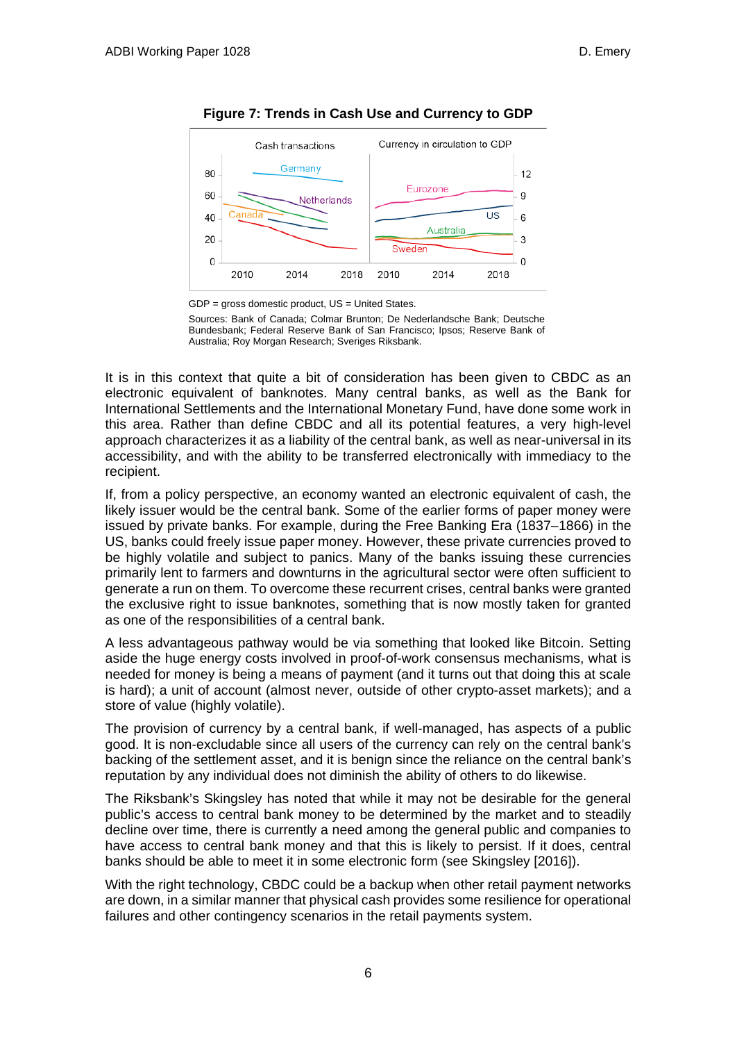**Figure 7: Trends in Cash Use and Currency to GDP**

GDP = gross domestic product, US = United States.

Sources: Bank of Canada; Colmar Brunton; De Nederlandsche Bank; Deutsche Bundesbank; Federal Reserve Bank of San Francisco; Ipsos; Reserve Bank of Australia; Roy Morgan Research; Sveriges Riksbank.

It is in this context that quite a bit of consideration has been given to CBDC as an electronic equivalent of banknotes. Many central banks, as well as the Bank for International Settlements and the International Monetary Fund, have done some work in this area. Rather than define CBDC and all its potential features, a very high-level approach characterizes it as a liability of the central bank, as well as near-universal in its accessibility, and with the ability to be transferred electronically with immediacy to the recipient.

If, from a policy perspective, an economy wanted an electronic equivalent of cash, the likely issuer would be the central bank. Some of the earlier forms of paper money were issued by private banks. For example, during the Free Banking Era (1837–1866) in the US, banks could freely issue paper money. However, these private currencies proved to be highly volatile and subject to panics. Many of the banks issuing these currencies primarily lent to farmers and downturns in the agricultural sector were often sufficient to generate a run on them. To overcome these recurrent crises, central banks were granted the exclusive right to issue banknotes, something that is now mostly taken for granted as one of the responsibilities of a central bank.

A less advantageous pathway would be via something that looked like Bitcoin. Setting aside the huge energy costs involved in proof-of-work consensus mechanisms, what is needed for money is being a means of payment (and it turns out that doing this at scale is hard); a unit of account (almost never, outside of other crypto-asset markets); and a store of value (highly volatile).

The provision of currency by a central bank, if well-managed, has aspects of a public good. It is non-excludable since all users of the currency can rely on the central bank's backing of the settlement asset, and it is benign since the reliance on the central bank's reputation by any individual does not diminish the ability of others to do likewise.

The Riksbank's Skingsley has noted that while it may not be desirable for the general public's access to central bank money to be determined by the market and to steadily decline over time, there is currently a need among the general public and companies to have access to central bank money and that this is likely to persist. If it does, central banks should be able to meet it in some electronic form (see Skingsley [2016]).

With the right technology, CBDC could be a backup when other retail payment networks are down, in a similar manner that physical cash provides some resilience for operational failures and other contingency scenarios in the retail payments system.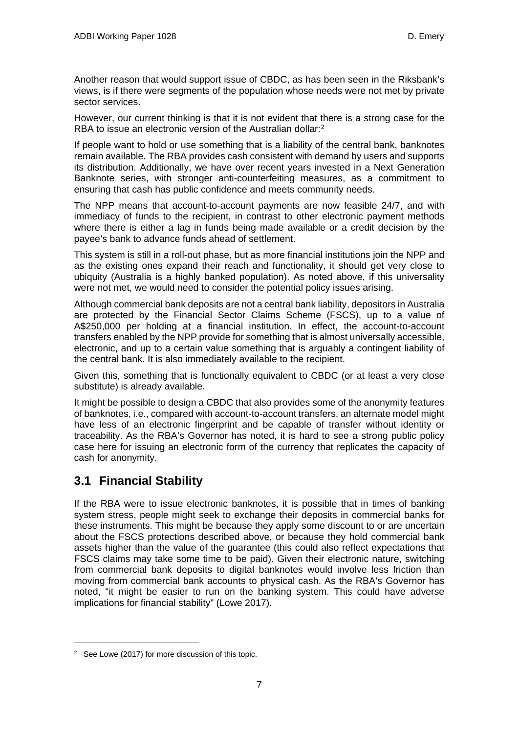Another reason that would support issue of CBDC, as has been seen in the Riksbank's views, is if there were segments of the population whose needs were not met by private sector services.

However, our current thinking is that it is not evident that there is a strong case for the RBA to issue an electronic version of the Australian dollar:[2]

If people want to hold or use something that is a liability of the central bank, banknotes remain available. The RBA provides cash consistent with demand by users and supports its distribution. Additionally, we have over recent years invested in a Next Generation Banknote series, with stronger anti-counterfeiting measures, as a commitment to ensuring that cash has public confidence and meets community needs.

The NPP means that account-to-account payments are now feasible 24/7, and with immediacy of funds to the recipient, in contrast to other electronic payment methods where there is either a lag in funds being made available or a credit decision by the payee's bank to advance funds ahead of settlement.

This system is still in a roll-out phase, but as more financial institutions join the NPP and as the existing ones expand their reach and functionality, it should get very close to ubiquity (Australia is a highly banked population). As noted above, if this universality were not met, we would need to consider the potential policy issues arising.

Although commercial bank deposits are not a central bank liability, depositors in Australia are protected by the Financial Sector Claims Scheme (FSCS), up to a value of A$250,000 per holding at a financial institution. In effect, the account-to-account transfers enabled by the NPP provide for something that is almost universally accessible, electronic, and up to a certain value something that is arguably a contingent liability of the central bank. It is also immediately available to the recipient.

Given this, something that is functionally equivalent to CBDC (or at least a very close substitute) is already available.

It might be possible to design a CBDC that also provides some of the anonymity features of banknotes, i.e., compared with account-to-account transfers, an alternate model might have less of an electronic fingerprint and be capable of transfer without identity or traceability. As the RBA's Governor has noted, it is hard to see a strong public policy case here for issuing an electronic form of the currency that replicates the capacity of cash for anonymity.

## 3.1 Financial Stability

If the RBA were to issue electronic banknotes, it is possible that in times of banking system stress, people might seek to exchange their deposits in commercial banks for these instruments. This might be because they apply some discount to or are uncertain about the FSCS protections described above, or because they hold commercial bank assets higher than the value of the guarantee (this could also reflect expectations that FSCS claims may take some time to be paid). Given their electronic nature, switching from commercial bank deposits to digital banknotes would involve less friction than moving from commercial bank accounts to physical cash. As the RBA's Governor has noted, "it might be easier to run on the banking system. This could have adverse implications for financial stability" (Lowe 2017).

[2] See Lowe (2017) for more discussion of this topic.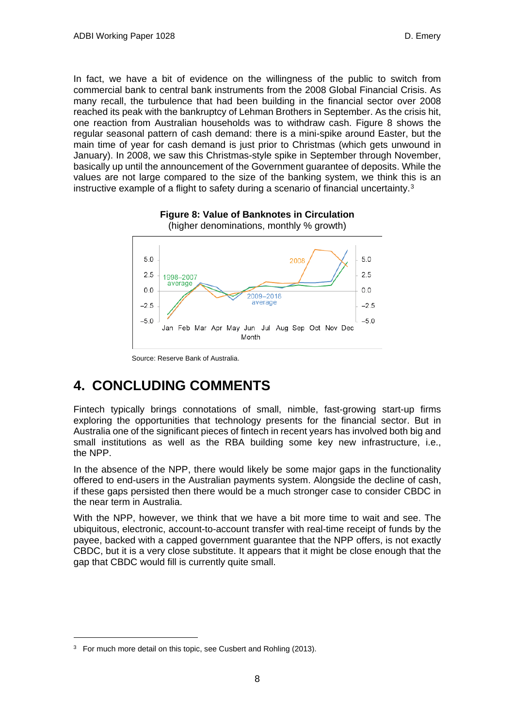In fact, we have a bit of evidence on the willingness of the public to switch from commercial bank to central bank instruments from the 2008 Global Financial Crisis. As many recall, the turbulence that had been building in the financial sector over 2008 reached its peak with the bankruptcy of Lehman Brothers in September. As the crisis hit, one reaction from Australian households was to withdraw cash. Figure 8 shows the regular seasonal pattern of cash demand: there is a mini-spike around Easter, but the main time of year for cash demand is just prior to Christmas (which gets unwound in January). In 2008, we saw this Christmas-style spike in September through November, basically up until the announcement of the Government guarantee of deposits. While the values are not large compared to the size of the banking system, we think this is an instructive example of a flight to safety during a scenario of financial uncertainty.[3]

**Figure 8: Value of Banknotes in Circulation**
(higher denominations, monthly % growth)

Source: Reserve Bank of Australia.

# 4. CONCLUDING COMMENTS

Fintech typically brings connotations of small, nimble, fast-growing start-up firms exploring the opportunities that technology presents for the financial sector. But in Australia one of the significant pieces of fintech in recent years has involved both big and small institutions as well as the RBA building some key new infrastructure, i.e., the NPP.

In the absence of the NPP, there would likely be some major gaps in the functionality offered to end-users in the Australian payments system. Alongside the decline of cash, if these gaps persisted then there would be a much stronger case to consider CBDC in the near term in Australia.

With the NPP, however, we think that we have a bit more time to wait and see. The ubiquitous, electronic, account-to-account transfer with real-time receipt of funds by the payee, backed with a capped government guarantee that the NPP offers, is not exactly CBDC, but it is a very close substitute. It appears that it might be close enough that the gap that CBDC would fill is currently quite small.

[3] For much more detail on this topic, see Cusbert and Rohling (2013).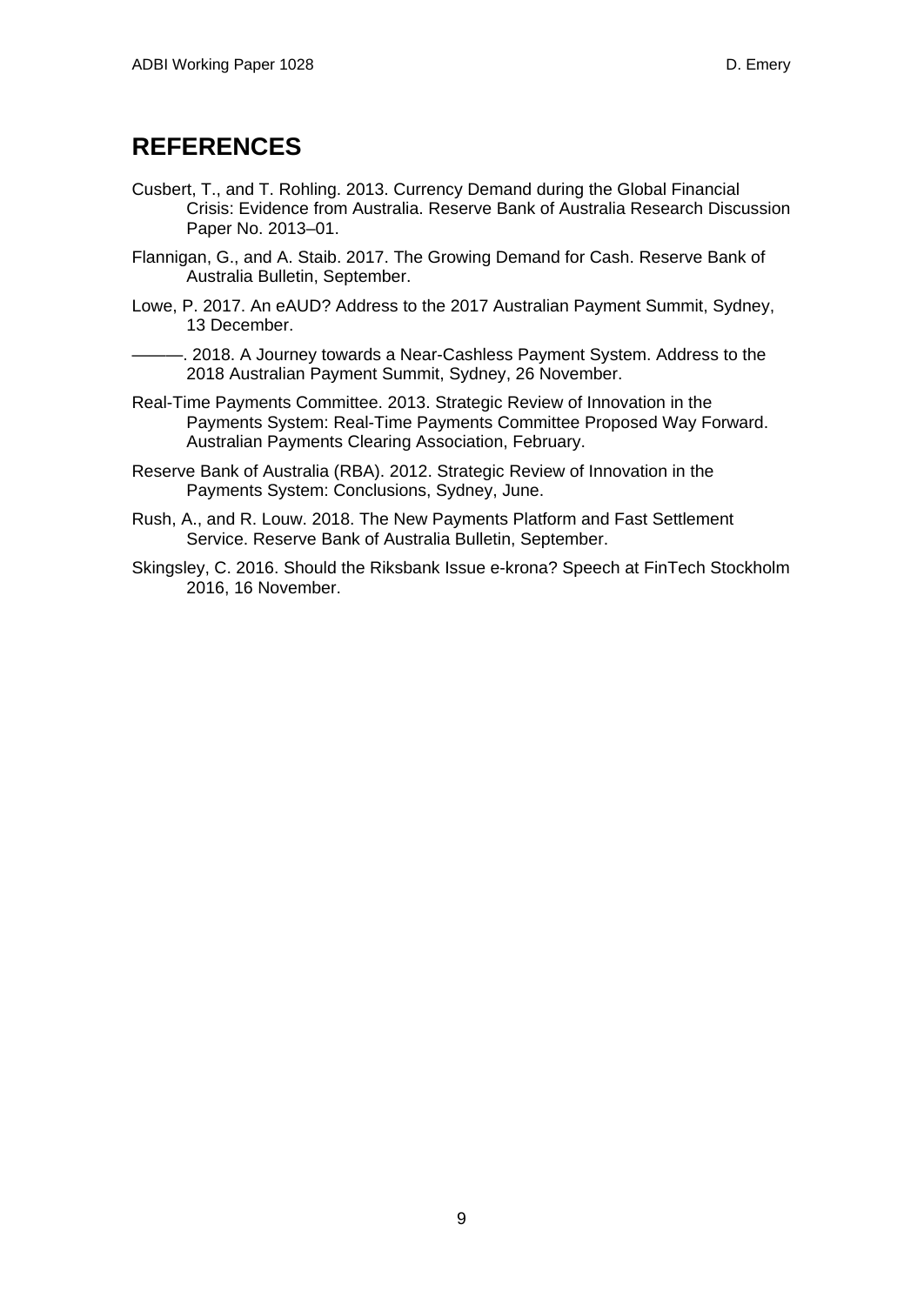# REFERENCES

Cusbert, T., and T. Rohling. 2013. Currency Demand during the Global Financial Crisis: Evidence from Australia. Reserve Bank of Australia Research Discussion Paper No. 2013–01.

Flannigan, G., and A. Staib. 2017. The Growing Demand for Cash. Reserve Bank of Australia Bulletin, September.

Lowe, P. 2017. An eAUD? Address to the 2017 Australian Payment Summit, Sydney, 13 December.

———. 2018. A Journey towards a Near-Cashless Payment System. Address to the 2018 Australian Payment Summit, Sydney, 26 November.

Real-Time Payments Committee. 2013. Strategic Review of Innovation in the Payments System: Real-Time Payments Committee Proposed Way Forward. Australian Payments Clearing Association, February.

Reserve Bank of Australia (RBA). 2012. Strategic Review of Innovation in the Payments System: Conclusions, Sydney, June.

Rush, A., and R. Louw. 2018. The New Payments Platform and Fast Settlement Service. Reserve Bank of Australia Bulletin, September.

Skingsley, C. 2016. Should the Riksbank Issue e-krona? Speech at FinTech Stockholm 2016, 16 November.